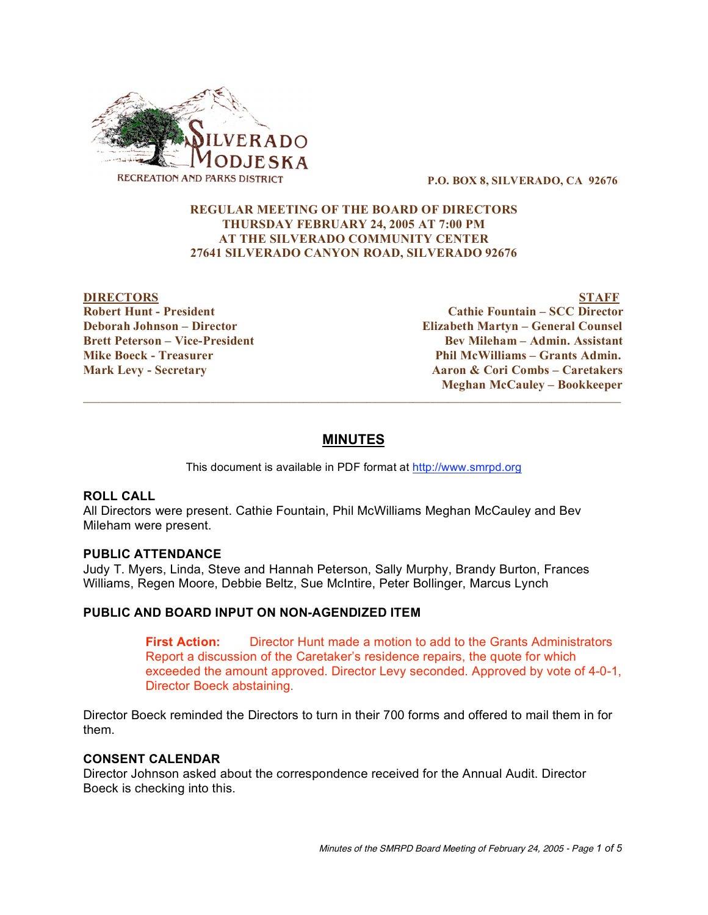SILVERADO MODJESKA RECREATION AND PARKS DISTRICT

**P.O. BOX 8, SILVERADO, CA 92676**

**REGULAR MEETING OF THE BOARD OF DIRECTORS**
**THURSDAY FEBRUARY 24, 2005 AT 7:00 PM**
**AT THE SILVERADO COMMUNITY CENTER**
**27641 SILVERADO CANYON ROAD, SILVERADO 92676**

| DIRECTORS | STAFF |
|---|---|
| Robert Hunt - President | Cathie Fountain – SCC Director |
| Deborah Johnson – Director | Elizabeth Martyn – General Counsel |
| Brett Peterson – Vice-President | Bev Mileham – Admin. Assistant |
| Mike Boeck - Treasurer | Phil McWilliams – Grants Admin. |
| Mark Levy - Secretary | Aaron & Cori Combs – Caretakers |
| | Meghan McCauley – Bookkeeper |

# MINUTES

This document is available in PDF format at http://www.smrpd.org

## ROLL CALL

All Directors were present. Cathie Fountain, Phil McWilliams Meghan McCauley and Bev Mileham were present.

## PUBLIC ATTENDANCE

Judy T. Myers, Linda, Steve and Hannah Peterson, Sally Murphy, Brandy Burton, Frances Williams, Regen Moore, Debbie Beltz, Sue McIntire, Peter Bollinger, Marcus Lynch

## PUBLIC AND BOARD INPUT ON NON-AGENDIZED ITEM

> **First Action:** Director Hunt made a motion to add to the Grants Administrators Report a discussion of the Caretaker's residence repairs, the quote for which exceeded the amount approved. Director Levy seconded. Approved by vote of 4-0-1, Director Boeck abstaining.

Director Boeck reminded the Directors to turn in their 700 forms and offered to mail them in for them.

## CONSENT CALENDAR

Director Johnson asked about the correspondence received for the Annual Audit. Director Boeck is checking into this.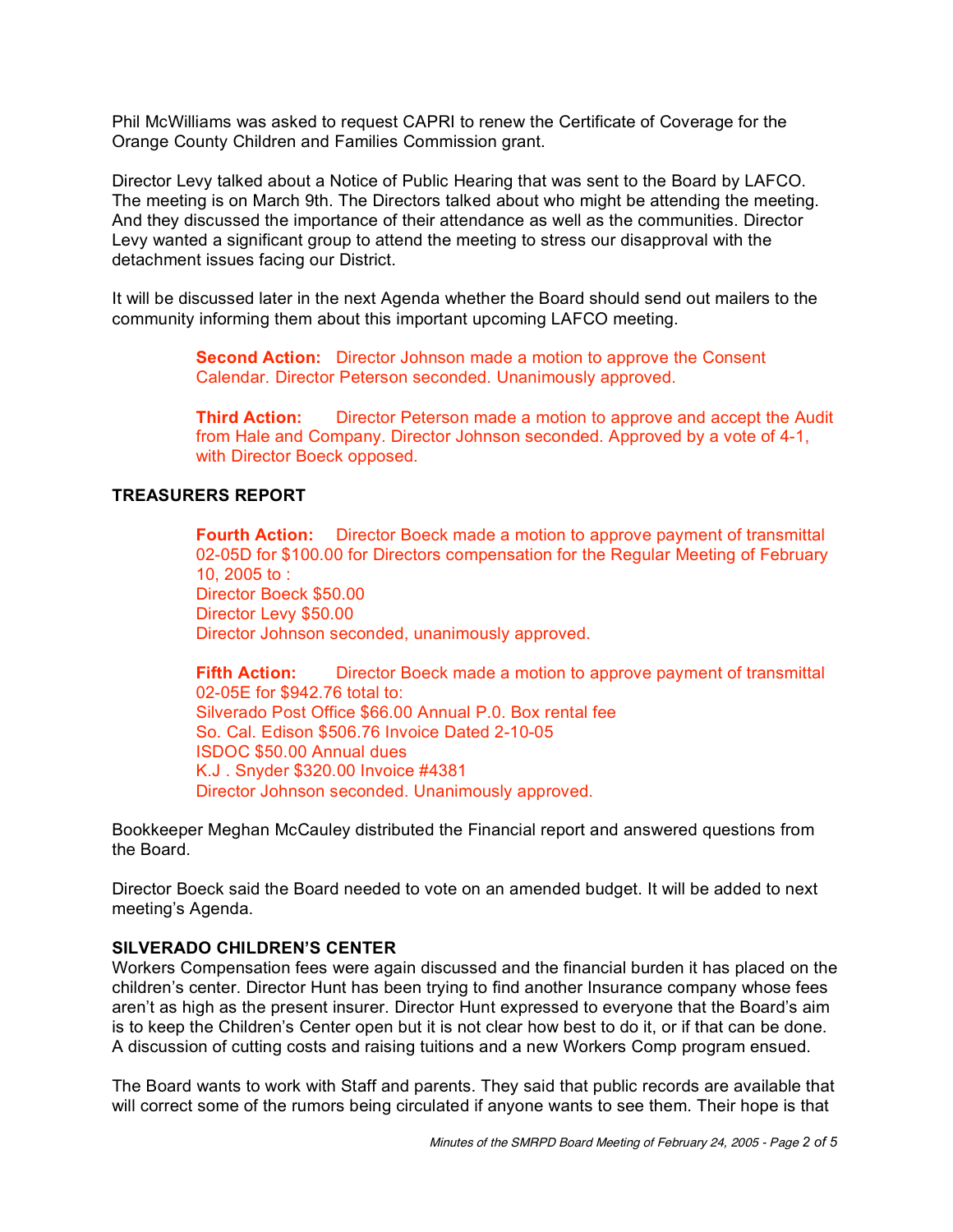Phil McWilliams was asked to request CAPRI to renew the Certificate of Coverage for the Orange County Children and Families Commission grant.

Director Levy talked about a Notice of Public Hearing that was sent to the Board by LAFCO. The meeting is on March 9th. The Directors talked about who might be attending the meeting. And they discussed the importance of their attendance as well as the communities. Director Levy wanted a significant group to attend the meeting to stress our disapproval with the detachment issues facing our District.

It will be discussed later in the next Agenda whether the Board should send out mailers to the community informing them about this important upcoming LAFCO meeting.

> **Second Action:** Director Johnson made a motion to approve the Consent Calendar. Director Peterson seconded. Unanimously approved.
>
> **Third Action:** Director Peterson made a motion to approve and accept the Audit from Hale and Company. Director Johnson seconded. Approved by a vote of 4-1, with Director Boeck opposed.

### TREASURERS REPORT

> **Fourth Action:** Director Boeck made a motion to approve payment of transmittal 02-05D for $100.00 for Directors compensation for the Regular Meeting of February 10, 2005 to :
> Director Boeck $50.00
> Director Levy $50.00
> Director Johnson seconded, unanimously approved.
>
> **Fifth Action:** Director Boeck made a motion to approve payment of transmittal 02-05E for $942.76 total to:
> Silverado Post Office $66.00 Annual P.0. Box rental fee
> So. Cal. Edison $506.76 Invoice Dated 2-10-05
> ISDOC $50.00 Annual dues
> K.J . Snyder $320.00 Invoice #4381
> Director Johnson seconded. Unanimously approved.

Bookkeeper Meghan McCauley distributed the Financial report and answered questions from the Board.

Director Boeck said the Board needed to vote on an amended budget. It will be added to next meeting's Agenda.

### SILVERADO CHILDREN'S CENTER

Workers Compensation fees were again discussed and the financial burden it has placed on the children's center. Director Hunt has been trying to find another Insurance company whose fees aren't as high as the present insurer. Director Hunt expressed to everyone that the Board's aim is to keep the Children's Center open but it is not clear how best to do it, or if that can be done. A discussion of cutting costs and raising tuitions and a new Workers Comp program ensued.

The Board wants to work with Staff and parents. They said that public records are available that will correct some of the rumors being circulated if anyone wants to see them. Their hope is that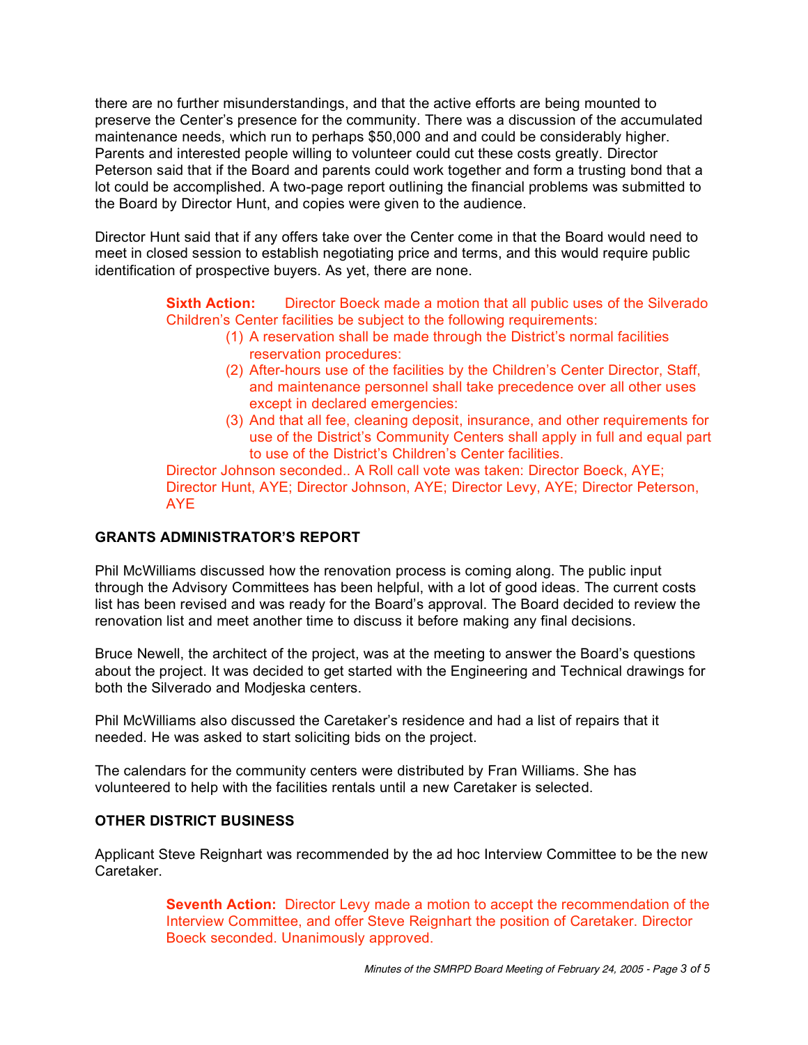there are no further misunderstandings, and that the active efforts are being mounted to preserve the Center's presence for the community. There was a discussion of the accumulated maintenance needs, which run to perhaps $50,000 and and could be considerably higher. Parents and interested people willing to volunteer could cut these costs greatly. Director Peterson said that if the Board and parents could work together and form a trusting bond that a lot could be accomplished. A two-page report outlining the financial problems was submitted to the Board by Director Hunt, and copies were given to the audience.

Director Hunt said that if any offers take over the Center come in that the Board would need to meet in closed session to establish negotiating price and terms, and this would require public identification of prospective buyers. As yet, there are none.

> **Sixth Action:** Director Boeck made a motion that all public uses of the Silverado Children's Center facilities be subject to the following requirements:
>
> (1) A reservation shall be made through the District's normal facilities reservation procedures:
> (2) After-hours use of the facilities by the Children's Center Director, Staff, and maintenance personnel shall take precedence over all other uses except in declared emergencies:
> (3) And that all fee, cleaning deposit, insurance, and other requirements for use of the District's Community Centers shall apply in full and equal part to use of the District's Children's Center facilities.
>
> Director Johnson seconded.. A Roll call vote was taken: Director Boeck, AYE; Director Hunt, AYE; Director Johnson, AYE; Director Levy, AYE; Director Peterson, AYE

## GRANTS ADMINISTRATOR'S REPORT

Phil McWilliams discussed how the renovation process is coming along. The public input through the Advisory Committees has been helpful, with a lot of good ideas. The current costs list has been revised and was ready for the Board's approval. The Board decided to review the renovation list and meet another time to discuss it before making any final decisions.

Bruce Newell, the architect of the project, was at the meeting to answer the Board's questions about the project. It was decided to get started with the Engineering and Technical drawings for both the Silverado and Modjeska centers.

Phil McWilliams also discussed the Caretaker's residence and had a list of repairs that it needed. He was asked to start soliciting bids on the project.

The calendars for the community centers were distributed by Fran Williams. She has volunteered to help with the facilities rentals until a new Caretaker is selected.

## OTHER DISTRICT BUSINESS

Applicant Steve Reignhart was recommended by the ad hoc Interview Committee to be the new Caretaker.

> **Seventh Action:** Director Levy made a motion to accept the recommendation of the Interview Committee, and offer Steve Reignhart the position of Caretaker. Director Boeck seconded. Unanimously approved.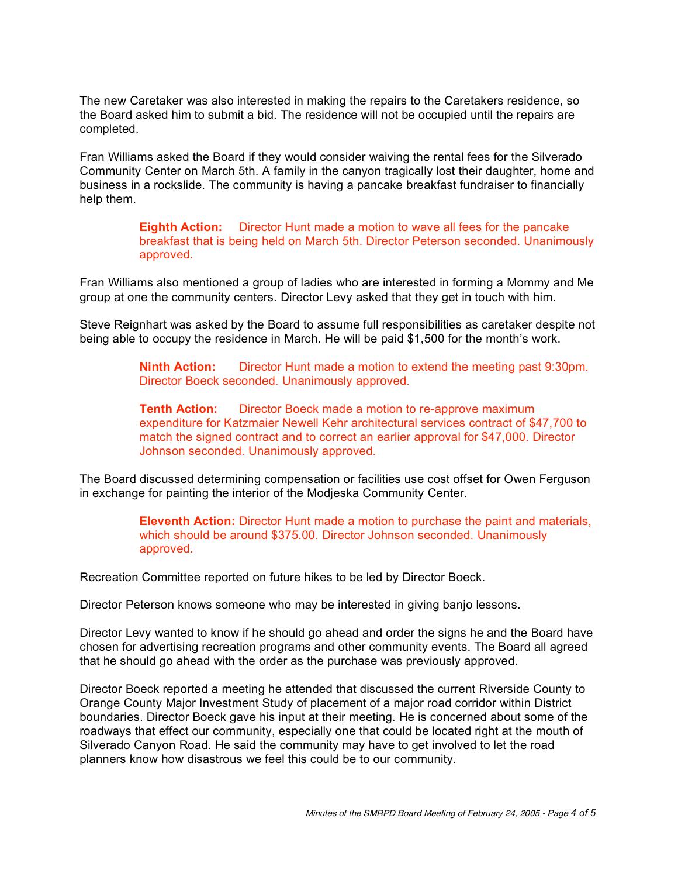The new Caretaker was also interested in making the repairs to the Caretakers residence, so the Board asked him to submit a bid. The residence will not be occupied until the repairs are completed.

Fran Williams asked the Board if they would consider waiving the rental fees for the Silverado Community Center on March 5th. A family in the canyon tragically lost their daughter, home and business in a rockslide. The community is having a pancake breakfast fundraiser to financially help them.

> **Eighth Action:** Director Hunt made a motion to wave all fees for the pancake breakfast that is being held on March 5th. Director Peterson seconded. Unanimously approved.

Fran Williams also mentioned a group of ladies who are interested in forming a Mommy and Me group at one the community centers. Director Levy asked that they get in touch with him.

Steve Reignhart was asked by the Board to assume full responsibilities as caretaker despite not being able to occupy the residence in March. He will be paid $1,500 for the month's work.

> **Ninth Action:** Director Hunt made a motion to extend the meeting past 9:30pm. Director Boeck seconded. Unanimously approved.

> **Tenth Action:** Director Boeck made a motion to re-approve maximum expenditure for Katzmaier Newell Kehr architectural services contract of $47,700 to match the signed contract and to correct an earlier approval for $47,000. Director Johnson seconded. Unanimously approved.

The Board discussed determining compensation or facilities use cost offset for Owen Ferguson in exchange for painting the interior of the Modjeska Community Center.

> **Eleventh Action:** Director Hunt made a motion to purchase the paint and materials, which should be around $375.00. Director Johnson seconded. Unanimously approved.

Recreation Committee reported on future hikes to be led by Director Boeck.

Director Peterson knows someone who may be interested in giving banjo lessons.

Director Levy wanted to know if he should go ahead and order the signs he and the Board have chosen for advertising recreation programs and other community events. The Board all agreed that he should go ahead with the order as the purchase was previously approved.

Director Boeck reported a meeting he attended that discussed the current Riverside County to Orange County Major Investment Study of placement of a major road corridor within District boundaries. Director Boeck gave his input at their meeting. He is concerned about some of the roadways that effect our community, especially one that could be located right at the mouth of Silverado Canyon Road. He said the community may have to get involved to let the road planners know how disastrous we feel this could be to our community.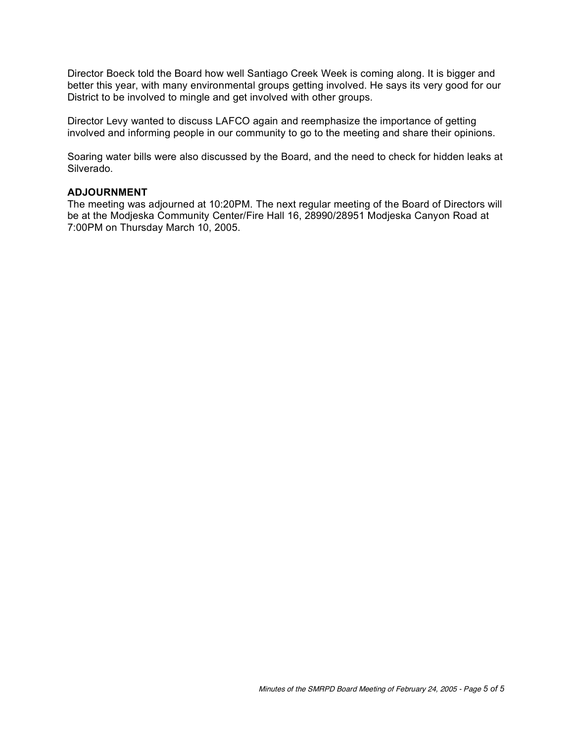Director Boeck told the Board how well Santiago Creek Week is coming along. It is bigger and better this year, with many environmental groups getting involved. He says its very good for our District to be involved to mingle and get involved with other groups.

Director Levy wanted to discuss LAFCO again and reemphasize the importance of getting involved and informing people in our community to go to the meeting and share their opinions.

Soaring water bills were also discussed by the Board, and the need to check for hidden leaks at Silverado.

**ADJOURNMENT**

The meeting was adjourned at 10:20PM. The next regular meeting of the Board of Directors will be at the Modjeska Community Center/Fire Hall 16, 28990/28951 Modjeska Canyon Road at 7:00PM on Thursday March 10, 2005.